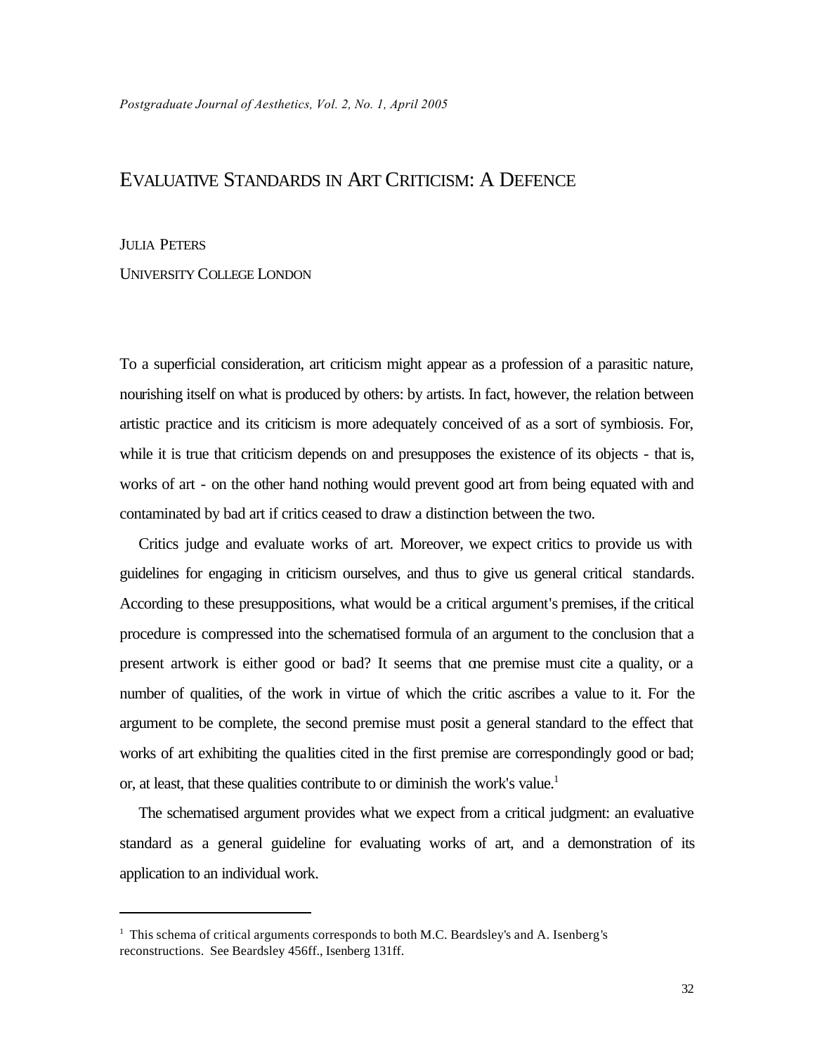# EVALUATIVE STANDARDS IN ART CRITICISM: A DEFENCE

JULIA PETERS

UNIVERSITY COLLEGE LONDON

To a superficial consideration, art criticism might appear as a profession of a parasitic nature, nourishing itself on what is produced by others: by artists. In fact, however, the relation between artistic practice and its criticism is more adequately conceived of as a sort of symbiosis. For, while it is true that criticism depends on and presupposes the existence of its objects - that is, works of art - on the other hand nothing would prevent good art from being equated with and contaminated by bad art if critics ceased to draw a distinction between the two.

Critics judge and evaluate works of art. Moreover, we expect critics to provide us with guidelines for engaging in criticism ourselves, and thus to give us general critical standards. According to these presuppositions, what would be a critical argument's premises, if the critical procedure is compressed into the schematised formula of an argument to the conclusion that a present artwork is either good or bad? It seems that one premise must cite a quality, or a number of qualities, of the work in virtue of which the critic ascribes a value to it. For the argument to be complete, the second premise must posit a general standard to the effect that works of art exhibiting the qualities cited in the first premise are correspondingly good or bad; or, at least, that these qualities contribute to or diminish the work's value.[1]

The schematised argument provides what we expect from a critical judgment: an evaluative standard as a general guideline for evaluating works of art, and a demonstration of its application to an individual work.

---

[1] This schema of critical arguments corresponds to both M.C. Beardsley's and A. Isenberg's reconstructions. See Beardsley 456ff., Isenberg 131ff.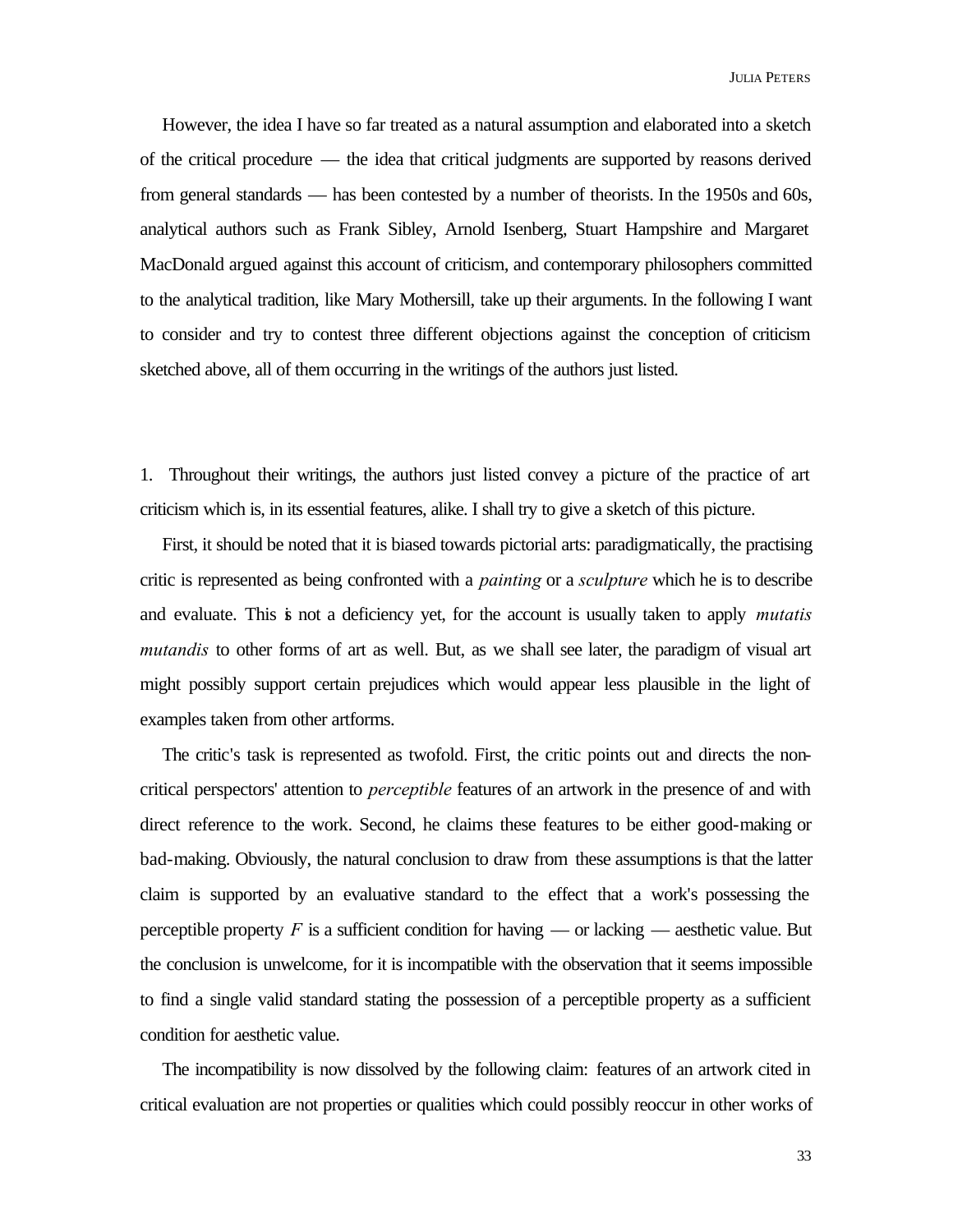However, the idea I have so far treated as a natural assumption and elaborated into a sketch of the critical procedure — the idea that critical judgments are supported by reasons derived from general standards — has been contested by a number of theorists. In the 1950s and 60s, analytical authors such as Frank Sibley, Arnold Isenberg, Stuart Hampshire and Margaret MacDonald argued against this account of criticism, and contemporary philosophers committed to the analytical tradition, like Mary Mothersill, take up their arguments. In the following I want to consider and try to contest three different objections against the conception of criticism sketched above, all of them occurring in the writings of the authors just listed.

1. Throughout their writings, the authors just listed convey a picture of the practice of art criticism which is, in its essential features, alike. I shall try to give a sketch of this picture.

First, it should be noted that it is biased towards pictorial arts: paradigmatically, the practising critic is represented as being confronted with a *painting* or a *sculpture* which he is to describe and evaluate. This is not a deficiency yet, for the account is usually taken to apply *mutatis mutandis* to other forms of art as well. But, as we shall see later, the paradigm of visual art might possibly support certain prejudices which would appear less plausible in the light of examples taken from other artforms.

The critic's task is represented as twofold. First, the critic points out and directs the non-critical perspectors' attention to *perceptible* features of an artwork in the presence of and with direct reference to the work. Second, he claims these features to be either good-making or bad-making. Obviously, the natural conclusion to draw from these assumptions is that the latter claim is supported by an evaluative standard to the effect that a work's possessing the perceptible property $F$ is a sufficient condition for having — or lacking — aesthetic value. But the conclusion is unwelcome, for it is incompatible with the observation that it seems impossible to find a single valid standard stating the possession of a perceptible property as a sufficient condition for aesthetic value.

The incompatibility is now dissolved by the following claim: features of an artwork cited in critical evaluation are not properties or qualities which could possibly reoccur in other works of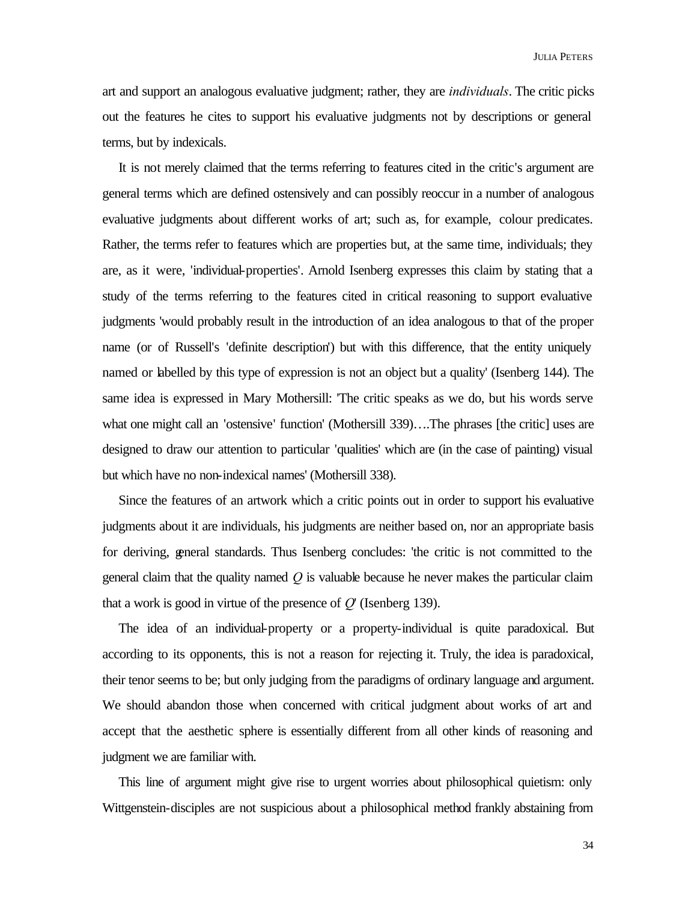art and support an analogous evaluative judgment; rather, they are *individuals*. The critic picks out the features he cites to support his evaluative judgments not by descriptions or general terms, but by indexicals.

It is not merely claimed that the terms referring to features cited in the critic's argument are general terms which are defined ostensively and can possibly reoccur in a number of analogous evaluative judgments about different works of art; such as, for example, colour predicates. Rather, the terms refer to features which are properties but, at the same time, individuals; they are, as it were, 'individual-properties'. Arnold Isenberg expresses this claim by stating that a study of the terms referring to the features cited in critical reasoning to support evaluative judgments 'would probably result in the introduction of an idea analogous to that of the proper name (or of Russell's 'definite description') but with this difference, that the entity uniquely named or labelled by this type of expression is not an object but a quality' (Isenberg 144). The same idea is expressed in Mary Mothersill: 'The critic speaks as we do, but his words serve what one might call an 'ostensive' function' (Mothersill 339)….The phrases [the critic] uses are designed to draw our attention to particular 'qualities' which are (in the case of painting) visual but which have no non-indexical names' (Mothersill 338).

Since the features of an artwork which a critic points out in order to support his evaluative judgments about it are individuals, his judgments are neither based on, nor an appropriate basis for deriving, general standards. Thus Isenberg concludes: 'the critic is not committed to the general claim that the quality named *Q* is valuable because he never makes the particular claim that a work is good in virtue of the presence of *Q*' (Isenberg 139).

The idea of an individual-property or a property-individual is quite paradoxical. But according to its opponents, this is not a reason for rejecting it. Truly, the idea is paradoxical, their tenor seems to be; but only judging from the paradigms of ordinary language and argument. We should abandon those when concerned with critical judgment about works of art and accept that the aesthetic sphere is essentially different from all other kinds of reasoning and judgment we are familiar with.

This line of argument might give rise to urgent worries about philosophical quietism: only Wittgenstein-disciples are not suspicious about a philosophical method frankly abstaining from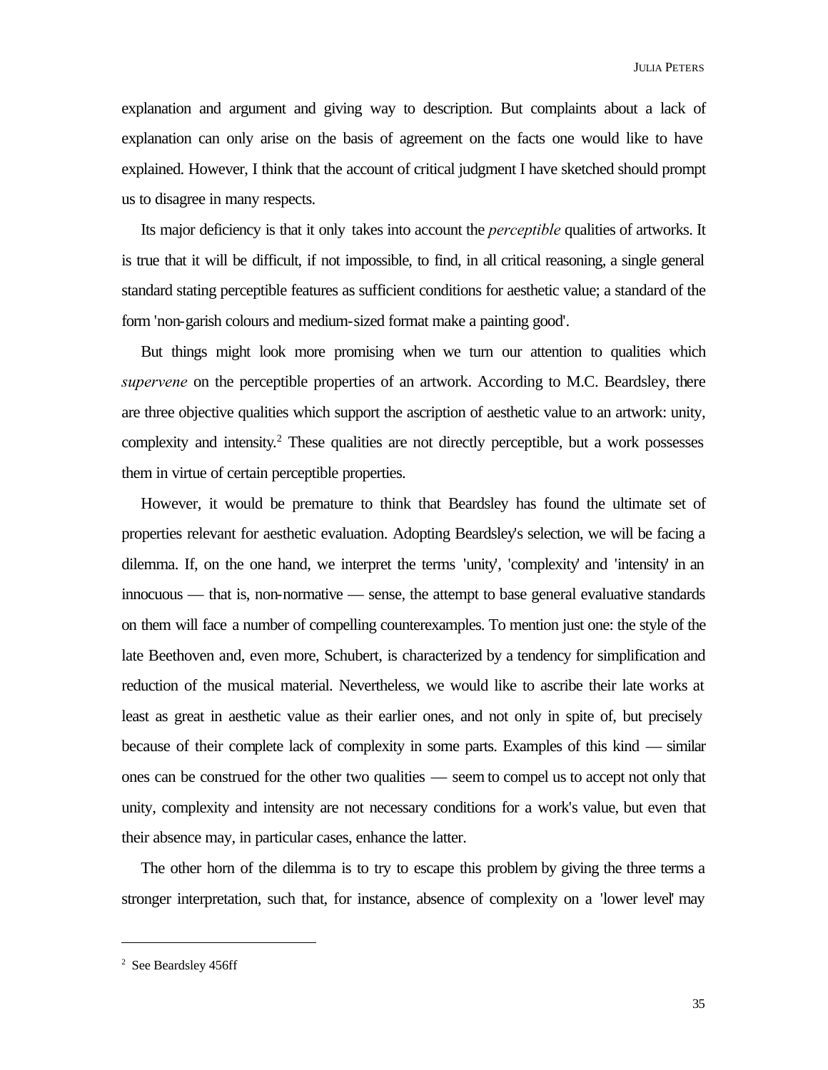explanation and argument and giving way to description. But complaints about a lack of explanation can only arise on the basis of agreement on the facts one would like to have explained. However, I think that the account of critical judgment I have sketched should prompt us to disagree in many respects.

Its major deficiency is that it only takes into account the *perceptible* qualities of artworks. It is true that it will be difficult, if not impossible, to find, in all critical reasoning, a single general standard stating perceptible features as sufficient conditions for aesthetic value; a standard of the form 'non-garish colours and medium-sized format make a painting good'.

But things might look more promising when we turn our attention to qualities which *supervene* on the perceptible properties of an artwork. According to M.C. Beardsley, there are three objective qualities which support the ascription of aesthetic value to an artwork: unity, complexity and intensity.[2] These qualities are not directly perceptible, but a work possesses them in virtue of certain perceptible properties.

However, it would be premature to think that Beardsley has found the ultimate set of properties relevant for aesthetic evaluation. Adopting Beardsley's selection, we will be facing a dilemma. If, on the one hand, we interpret the terms 'unity', 'complexity' and 'intensity' in an innocuous — that is, non-normative — sense, the attempt to base general evaluative standards on them will face a number of compelling counterexamples. To mention just one: the style of the late Beethoven and, even more, Schubert, is characterized by a tendency for simplification and reduction of the musical material. Nevertheless, we would like to ascribe their late works at least as great in aesthetic value as their earlier ones, and not only in spite of, but precisely because of their complete lack of complexity in some parts. Examples of this kind — similar ones can be construed for the other two qualities — seem to compel us to accept not only that unity, complexity and intensity are not necessary conditions for a work's value, but even that their absence may, in particular cases, enhance the latter.

The other horn of the dilemma is to try to escape this problem by giving the three terms a stronger interpretation, such that, for instance, absence of complexity on a 'lower level' may

---

[2] See Beardsley 456ff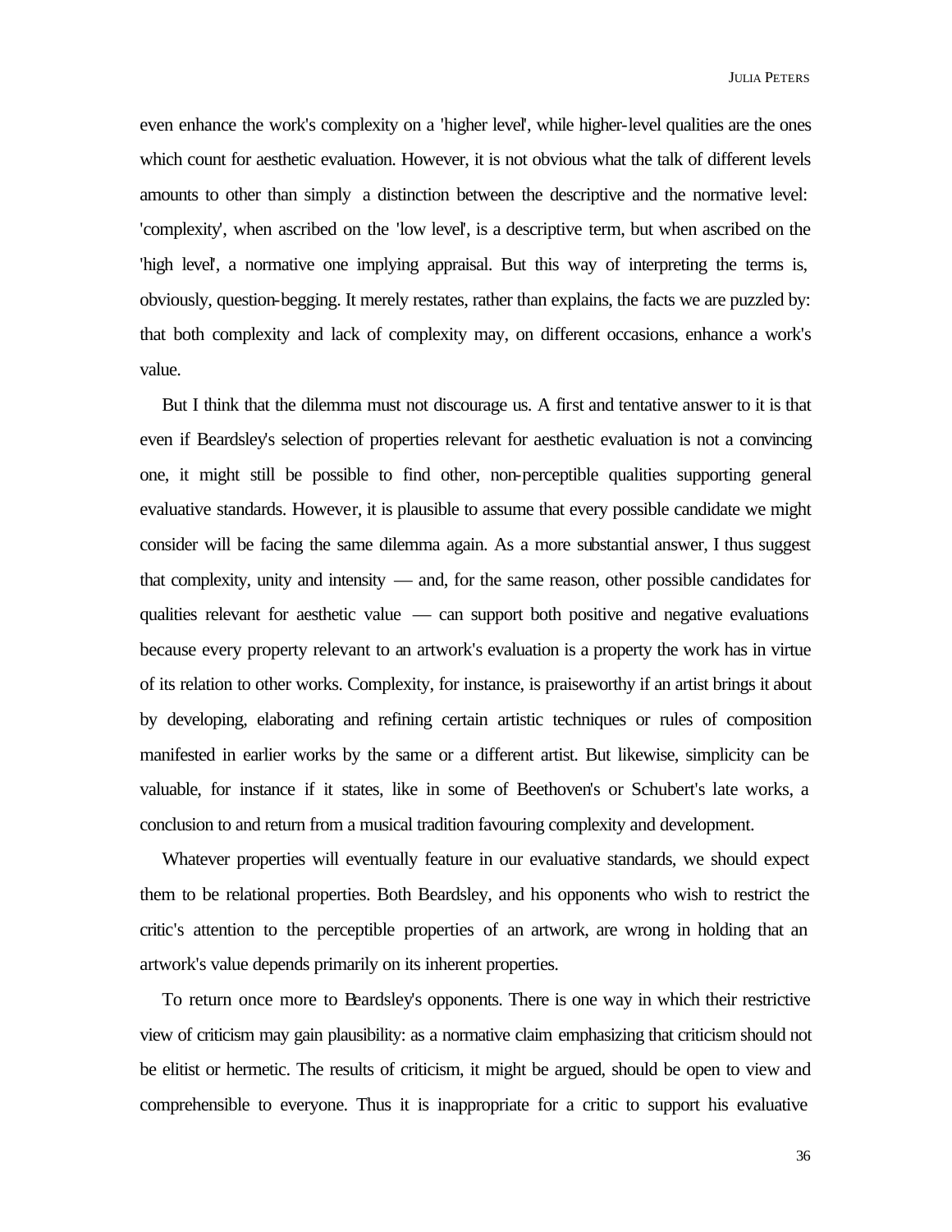even enhance the work's complexity on a 'higher level', while higher-level qualities are the ones which count for aesthetic evaluation. However, it is not obvious what the talk of different levels amounts to other than simply a distinction between the descriptive and the normative level: 'complexity', when ascribed on the 'low level', is a descriptive term, but when ascribed on the 'high level', a normative one implying appraisal. But this way of interpreting the terms is, obviously, question-begging. It merely restates, rather than explains, the facts we are puzzled by: that both complexity and lack of complexity may, on different occasions, enhance a work's value.

But I think that the dilemma must not discourage us. A first and tentative answer to it is that even if Beardsley's selection of properties relevant for aesthetic evaluation is not a convincing one, it might still be possible to find other, non-perceptible qualities supporting general evaluative standards. However, it is plausible to assume that every possible candidate we might consider will be facing the same dilemma again. As a more substantial answer, I thus suggest that complexity, unity and intensity — and, for the same reason, other possible candidates for qualities relevant for aesthetic value — can support both positive and negative evaluations because every property relevant to an artwork's evaluation is a property the work has in virtue of its relation to other works. Complexity, for instance, is praiseworthy if an artist brings it about by developing, elaborating and refining certain artistic techniques or rules of composition manifested in earlier works by the same or a different artist. But likewise, simplicity can be valuable, for instance if it states, like in some of Beethoven's or Schubert's late works, a conclusion to and return from a musical tradition favouring complexity and development.

Whatever properties will eventually feature in our evaluative standards, we should expect them to be relational properties. Both Beardsley, and his opponents who wish to restrict the critic's attention to the perceptible properties of an artwork, are wrong in holding that an artwork's value depends primarily on its inherent properties.

To return once more to Beardsley's opponents. There is one way in which their restrictive view of criticism may gain plausibility: as a normative claim emphasizing that criticism should not be elitist or hermetic. The results of criticism, it might be argued, should be open to view and comprehensible to everyone. Thus it is inappropriate for a critic to support his evaluative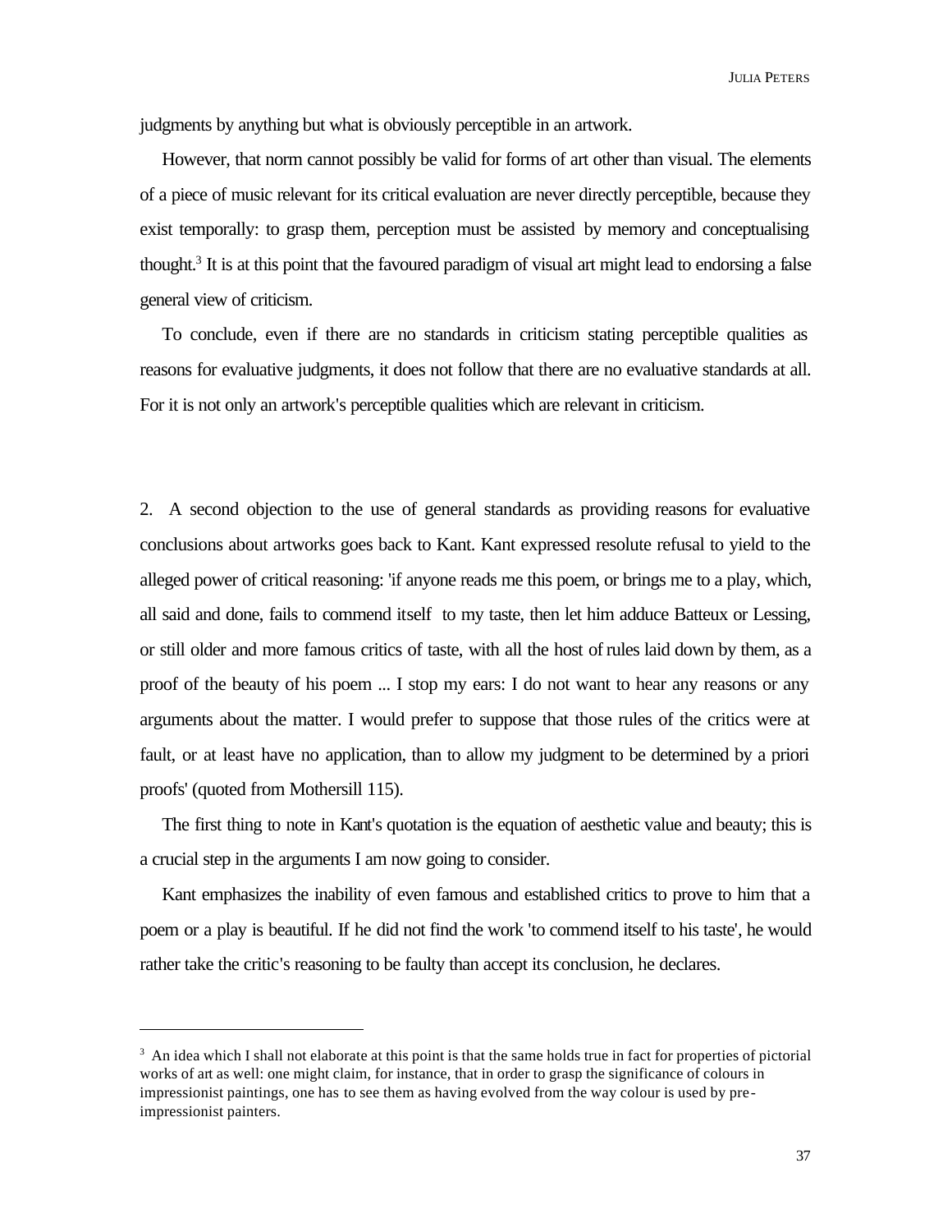judgments by anything but what is obviously perceptible in an artwork.

However, that norm cannot possibly be valid for forms of art other than visual. The elements of a piece of music relevant for its critical evaluation are never directly perceptible, because they exist temporally: to grasp them, perception must be assisted by memory and conceptualising thought.[3] It is at this point that the favoured paradigm of visual art might lead to endorsing a false general view of criticism.

To conclude, even if there are no standards in criticism stating perceptible qualities as reasons for evaluative judgments, it does not follow that there are no evaluative standards at all. For it is not only an artwork's perceptible qualities which are relevant in criticism.

2. A second objection to the use of general standards as providing reasons for evaluative conclusions about artworks goes back to Kant. Kant expressed resolute refusal to yield to the alleged power of critical reasoning: 'if anyone reads me this poem, or brings me to a play, which, all said and done, fails to commend itself to my taste, then let him adduce Batteux or Lessing, or still older and more famous critics of taste, with all the host of rules laid down by them, as a proof of the beauty of his poem ... I stop my ears: I do not want to hear any reasons or any arguments about the matter. I would prefer to suppose that those rules of the critics were at fault, or at least have no application, than to allow my judgment to be determined by a priori proofs' (quoted from Mothersill 115).

The first thing to note in Kant's quotation is the equation of aesthetic value and beauty; this is a crucial step in the arguments I am now going to consider.

Kant emphasizes the inability of even famous and established critics to prove to him that a poem or a play is beautiful. If he did not find the work 'to commend itself to his taste', he would rather take the critic's reasoning to be faulty than accept its conclusion, he declares.

---

[3] An idea which I shall not elaborate at this point is that the same holds true in fact for properties of pictorial works of art as well: one might claim, for instance, that in order to grasp the significance of colours in impressionist paintings, one has to see them as having evolved from the way colour is used by pre-impressionist painters.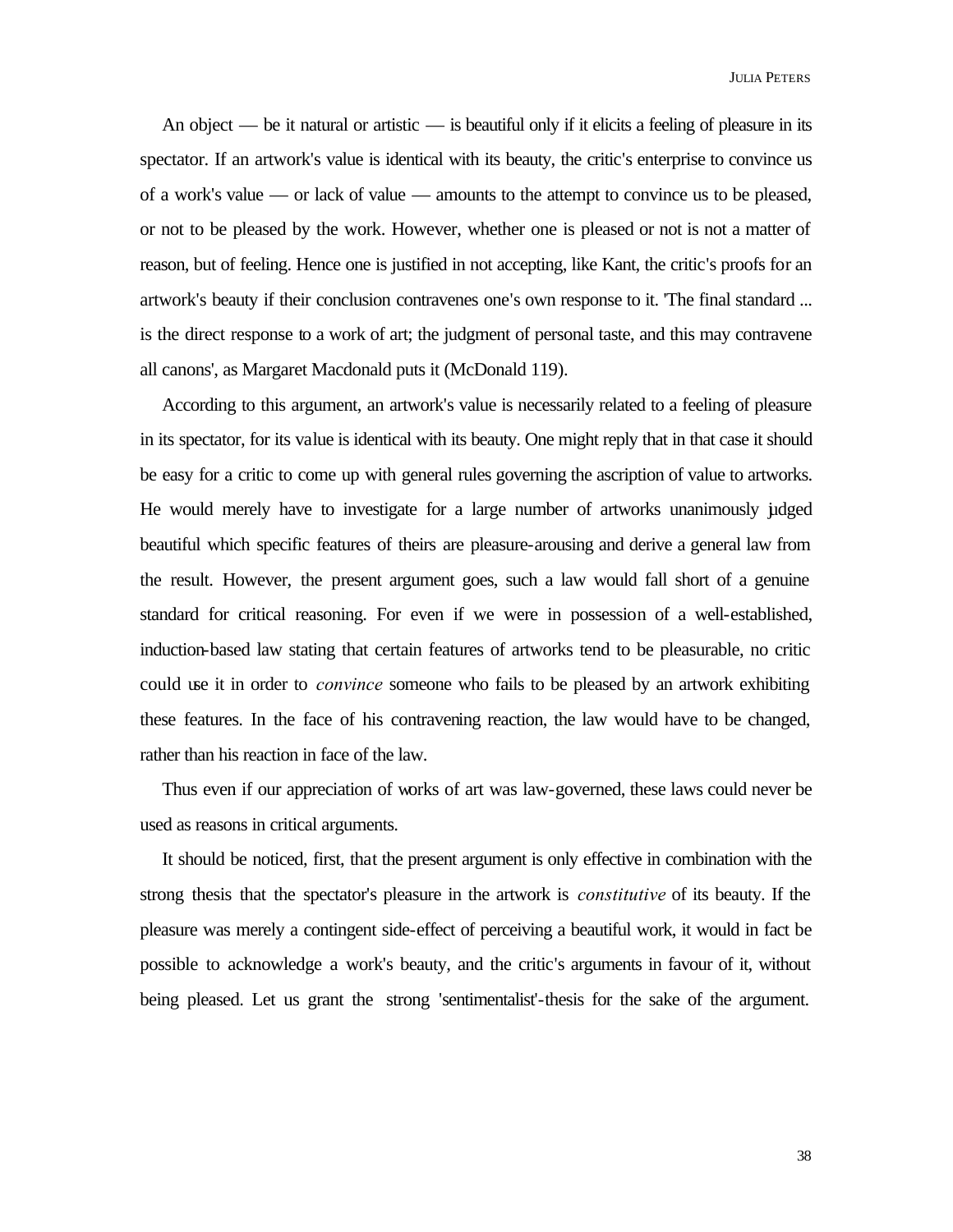An object — be it natural or artistic — is beautiful only if it elicits a feeling of pleasure in its spectator. If an artwork's value is identical with its beauty, the critic's enterprise to convince us of a work's value — or lack of value — amounts to the attempt to convince us to be pleased, or not to be pleased by the work. However, whether one is pleased or not is not a matter of reason, but of feeling. Hence one is justified in not accepting, like Kant, the critic's proofs for an artwork's beauty if their conclusion contravenes one's own response to it. 'The final standard ... is the direct response to a work of art; the judgment of personal taste, and this may contravene all canons', as Margaret Macdonald puts it (McDonald 119).

According to this argument, an artwork's value is necessarily related to a feeling of pleasure in its spectator, for its value is identical with its beauty. One might reply that in that case it should be easy for a critic to come up with general rules governing the ascription of value to artworks. He would merely have to investigate for a large number of artworks unanimously judged beautiful which specific features of theirs are pleasure-arousing and derive a general law from the result. However, the present argument goes, such a law would fall short of a genuine standard for critical reasoning. For even if we were in possession of a well-established, induction-based law stating that certain features of artworks tend to be pleasurable, no critic could use it in order to *convince* someone who fails to be pleased by an artwork exhibiting these features. In the face of his contravening reaction, the law would have to be changed, rather than his reaction in face of the law.

Thus even if our appreciation of works of art was law-governed, these laws could never be used as reasons in critical arguments.

It should be noticed, first, that the present argument is only effective in combination with the strong thesis that the spectator's pleasure in the artwork is *constitutive* of its beauty. If the pleasure was merely a contingent side-effect of perceiving a beautiful work, it would in fact be possible to acknowledge a work's beauty, and the critic's arguments in favour of it, without being pleased. Let us grant the strong 'sentimentalist'-thesis for the sake of the argument.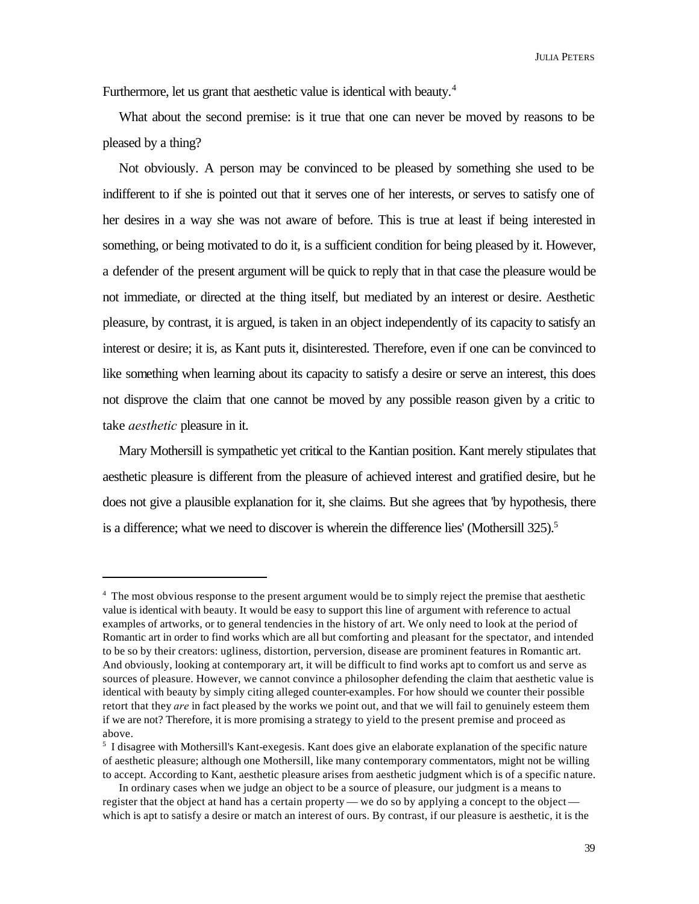Furthermore, let us grant that aesthetic value is identical with beauty.[4]

What about the second premise: is it true that one can never be moved by reasons to be pleased by a thing?

Not obviously. A person may be convinced to be pleased by something she used to be indifferent to if she is pointed out that it serves one of her interests, or serves to satisfy one of her desires in a way she was not aware of before. This is true at least if being interested in something, or being motivated to do it, is a sufficient condition for being pleased by it. However, a defender of the present argument will be quick to reply that in that case the pleasure would be not immediate, or directed at the thing itself, but mediated by an interest or desire. Aesthetic pleasure, by contrast, it is argued, is taken in an object independently of its capacity to satisfy an interest or desire; it is, as Kant puts it, disinterested. Therefore, even if one can be convinced to like something when learning about its capacity to satisfy a desire or serve an interest, this does not disprove the claim that one cannot be moved by any possible reason given by a critic to take *aesthetic* pleasure in it.

Mary Mothersill is sympathetic yet critical to the Kantian position. Kant merely stipulates that aesthetic pleasure is different from the pleasure of achieved interest and gratified desire, but he does not give a plausible explanation for it, she claims. But she agrees that 'by hypothesis, there is a difference; what we need to discover is wherein the difference lies' (Mothersill 325).[5]

---

[4] The most obvious response to the present argument would be to simply reject the premise that aesthetic value is identical with beauty. It would be easy to support this line of argument with reference to actual examples of artworks, or to general tendencies in the history of art. We only need to look at the period of Romantic art in order to find works which are all but comforting and pleasant for the spectator, and intended to be so by their creators: ugliness, distortion, perversion, disease are prominent features in Romantic art. And obviously, looking at contemporary art, it will be difficult to find works apt to comfort us and serve as sources of pleasure. However, we cannot convince a philosopher defending the claim that aesthetic value is identical with beauty by simply citing alleged counter-examples. For how should we counter their possible retort that they *are* in fact pleased by the works we point out, and that we will fail to genuinely esteem them if we are not? Therefore, it is more promising a strategy to yield to the present premise and proceed as above.

[5] I disagree with Mothersill's Kant-exegesis. Kant does give an elaborate explanation of the specific nature of aesthetic pleasure; although one Mothersill, like many contemporary commentators, might not be willing to accept. According to Kant, aesthetic pleasure arises from aesthetic judgment which is of a specific nature.

In ordinary cases when we judge an object to be a source of pleasure, our judgment is a means to register that the object at hand has a certain property — we do so by applying a concept to the object — which is apt to satisfy a desire or match an interest of ours. By contrast, if our pleasure is aesthetic, it is the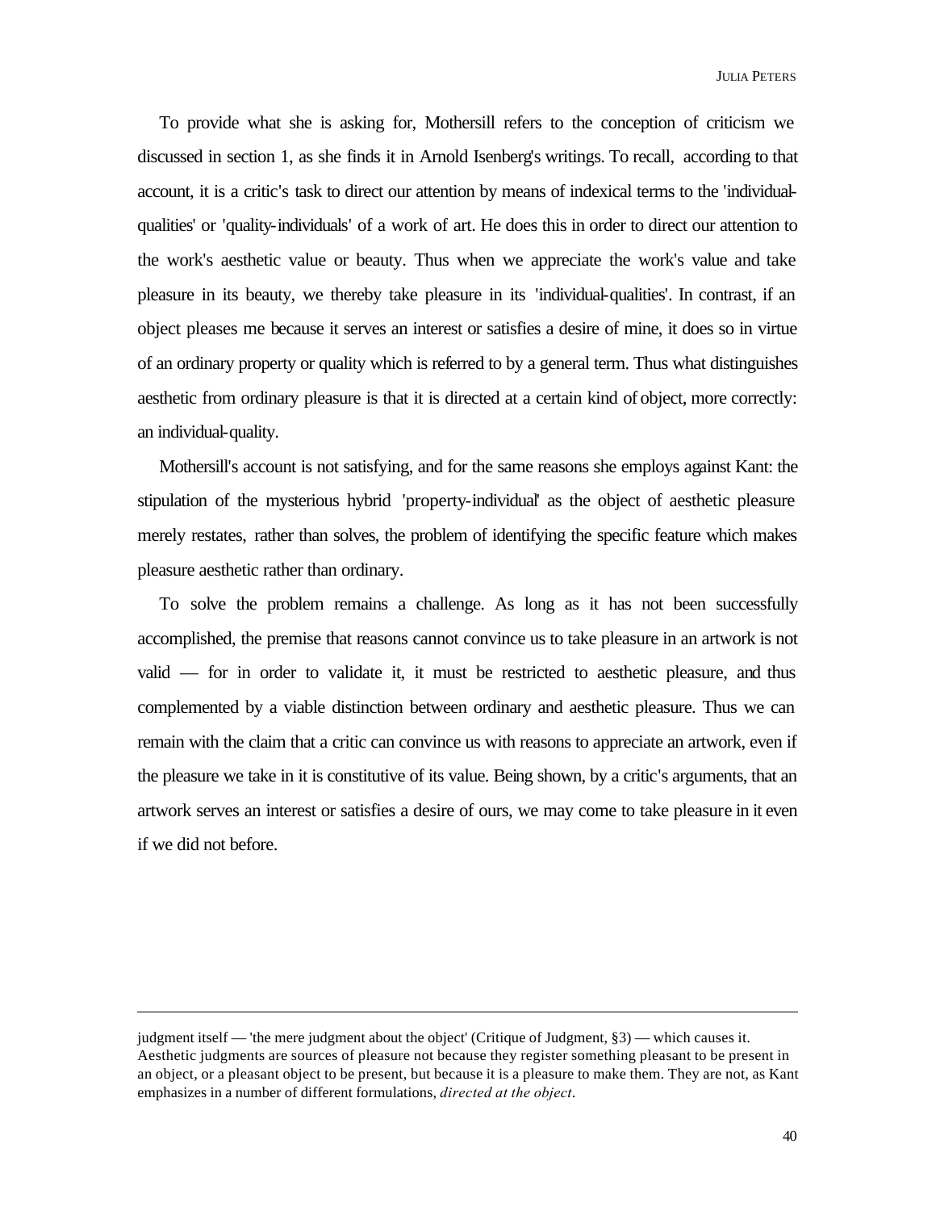To provide what she is asking for, Mothersill refers to the conception of criticism we discussed in section 1, as she finds it in Arnold Isenberg's writings. To recall, according to that account, it is a critic's task to direct our attention by means of indexical terms to the 'individual-qualities' or 'quality-individuals' of a work of art. He does this in order to direct our attention to the work's aesthetic value or beauty. Thus when we appreciate the work's value and take pleasure in its beauty, we thereby take pleasure in its 'individual-qualities'. In contrast, if an object pleases me because it serves an interest or satisfies a desire of mine, it does so in virtue of an ordinary property or quality which is referred to by a general term. Thus what distinguishes aesthetic from ordinary pleasure is that it is directed at a certain kind of object, more correctly: an individual-quality.

Mothersill's account is not satisfying, and for the same reasons she employs against Kant: the stipulation of the mysterious hybrid 'property-individual' as the object of aesthetic pleasure merely restates, rather than solves, the problem of identifying the specific feature which makes pleasure aesthetic rather than ordinary.

To solve the problem remains a challenge. As long as it has not been successfully accomplished, the premise that reasons cannot convince us to take pleasure in an artwork is not valid — for in order to validate it, it must be restricted to aesthetic pleasure, and thus complemented by a viable distinction between ordinary and aesthetic pleasure. Thus we can remain with the claim that a critic can convince us with reasons to appreciate an artwork, even if the pleasure we take in it is constitutive of its value. Being shown, by a critic's arguments, that an artwork serves an interest or satisfies a desire of ours, we may come to take pleasure in it even if we did not before.

---

judgment itself — 'the mere judgment about the object' (Critique of Judgment, §3) — which causes it. Aesthetic judgments are sources of pleasure not because they register something pleasant to be present in an object, or a pleasant object to be present, but because it is a pleasure to make them. They are not, as Kant emphasizes in a number of different formulations, *directed at the object*.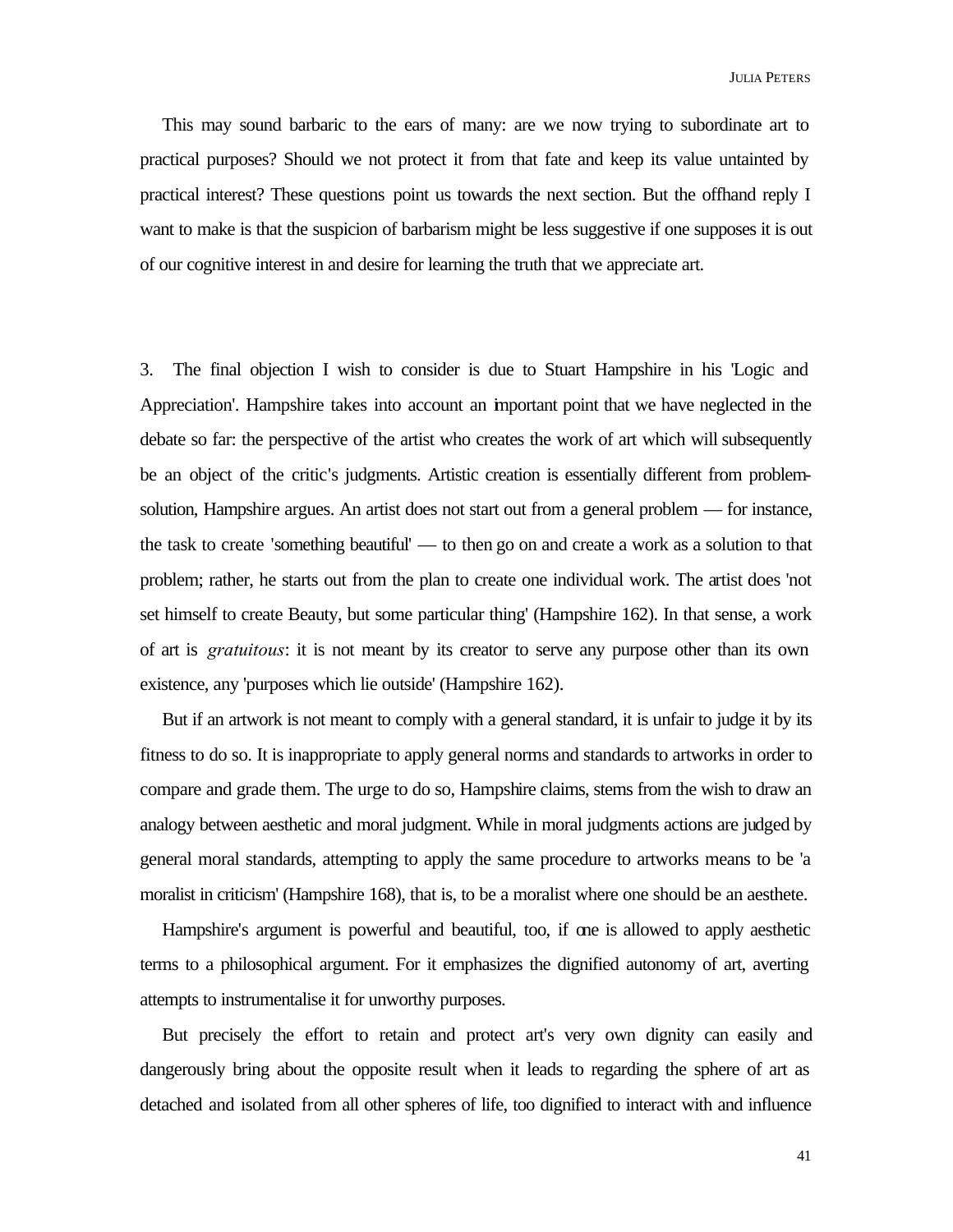This may sound barbaric to the ears of many: are we now trying to subordinate art to practical purposes? Should we not protect it from that fate and keep its value untainted by practical interest? These questions point us towards the next section. But the offhand reply I want to make is that the suspicion of barbarism might be less suggestive if one supposes it is out of our cognitive interest in and desire for learning the truth that we appreciate art.

3. The final objection I wish to consider is due to Stuart Hampshire in his 'Logic and Appreciation'. Hampshire takes into account an important point that we have neglected in the debate so far: the perspective of the artist who creates the work of art which will subsequently be an object of the critic's judgments. Artistic creation is essentially different from problem-solution, Hampshire argues. An artist does not start out from a general problem — for instance, the task to create 'something beautiful' — to then go on and create a work as a solution to that problem; rather, he starts out from the plan to create one individual work. The artist does 'not set himself to create Beauty, but some particular thing' (Hampshire 162). In that sense, a work of art is *gratuitous*: it is not meant by its creator to serve any purpose other than its own existence, any 'purposes which lie outside' (Hampshire 162).

But if an artwork is not meant to comply with a general standard, it is unfair to judge it by its fitness to do so. It is inappropriate to apply general norms and standards to artworks in order to compare and grade them. The urge to do so, Hampshire claims, stems from the wish to draw an analogy between aesthetic and moral judgment. While in moral judgments actions are judged by general moral standards, attempting to apply the same procedure to artworks means to be 'a moralist in criticism' (Hampshire 168), that is, to be a moralist where one should be an aesthete.

Hampshire's argument is powerful and beautiful, too, if one is allowed to apply aesthetic terms to a philosophical argument. For it emphasizes the dignified autonomy of art, averting attempts to instrumentalise it for unworthy purposes.

But precisely the effort to retain and protect art's very own dignity can easily and dangerously bring about the opposite result when it leads to regarding the sphere of art as detached and isolated from all other spheres of life, too dignified to interact with and influence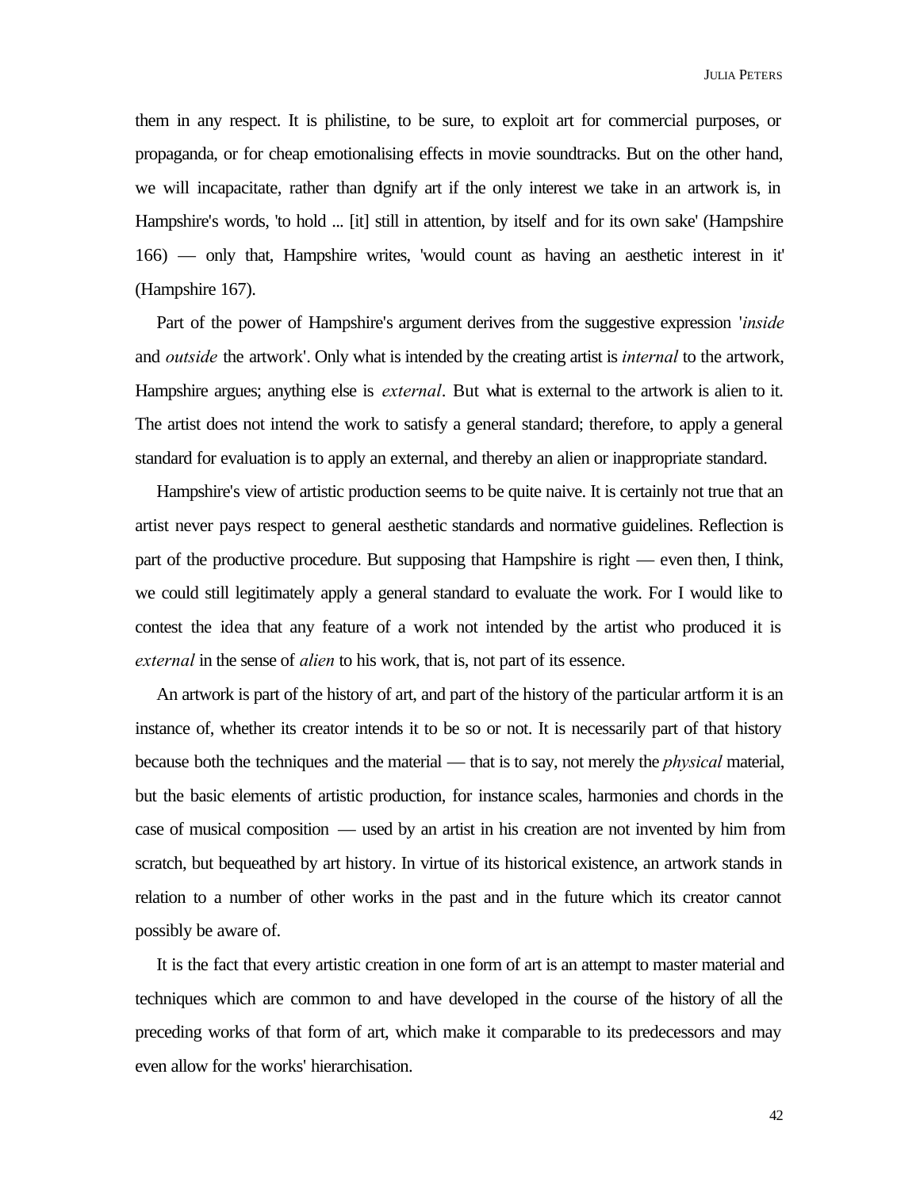them in any respect. It is philistine, to be sure, to exploit art for commercial purposes, or propaganda, or for cheap emotionalising effects in movie soundtracks. But on the other hand, we will incapacitate, rather than dignify art if the only interest we take in an artwork is, in Hampshire's words, 'to hold ... [it] still in attention, by itself and for its own sake' (Hampshire 166) — only that, Hampshire writes, 'would count as having an aesthetic interest in it' (Hampshire 167).

Part of the power of Hampshire's argument derives from the suggestive expression '*inside* and *outside* the artwork'. Only what is intended by the creating artist is *internal* to the artwork, Hampshire argues; anything else is *external*. But what is external to the artwork is alien to it. The artist does not intend the work to satisfy a general standard; therefore, to apply a general standard for evaluation is to apply an external, and thereby an alien or inappropriate standard.

Hampshire's view of artistic production seems to be quite naive. It is certainly not true that an artist never pays respect to general aesthetic standards and normative guidelines. Reflection is part of the productive procedure. But supposing that Hampshire is right — even then, I think, we could still legitimately apply a general standard to evaluate the work. For I would like to contest the idea that any feature of a work not intended by the artist who produced it is *external* in the sense of *alien* to his work, that is, not part of its essence.

An artwork is part of the history of art, and part of the history of the particular artform it is an instance of, whether its creator intends it to be so or not. It is necessarily part of that history because both the techniques and the material — that is to say, not merely the *physical* material, but the basic elements of artistic production, for instance scales, harmonies and chords in the case of musical composition — used by an artist in his creation are not invented by him from scratch, but bequeathed by art history. In virtue of its historical existence, an artwork stands in relation to a number of other works in the past and in the future which its creator cannot possibly be aware of.

It is the fact that every artistic creation in one form of art is an attempt to master material and techniques which are common to and have developed in the course of the history of all the preceding works of that form of art, which make it comparable to its predecessors and may even allow for the works' hierarchisation.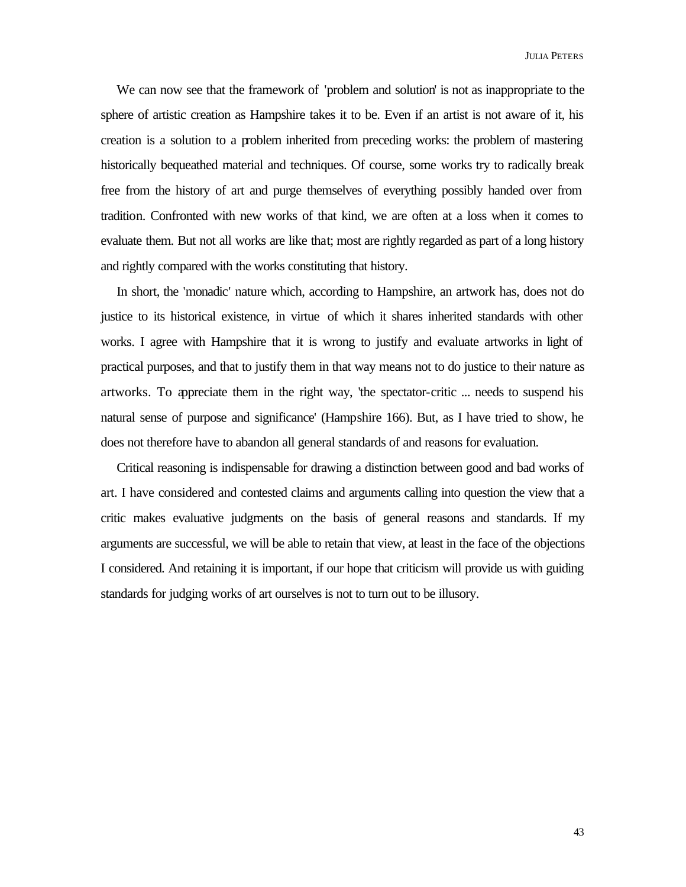We can now see that the framework of 'problem and solution' is not as inappropriate to the sphere of artistic creation as Hampshire takes it to be. Even if an artist is not aware of it, his creation is a solution to a problem inherited from preceding works: the problem of mastering historically bequeathed material and techniques. Of course, some works try to radically break free from the history of art and purge themselves of everything possibly handed over from tradition. Confronted with new works of that kind, we are often at a loss when it comes to evaluate them. But not all works are like that; most are rightly regarded as part of a long history and rightly compared with the works constituting that history.

In short, the 'monadic' nature which, according to Hampshire, an artwork has, does not do justice to its historical existence, in virtue of which it shares inherited standards with other works. I agree with Hampshire that it is wrong to justify and evaluate artworks in light of practical purposes, and that to justify them in that way means not to do justice to their nature as artworks. To appreciate them in the right way, 'the spectator-critic ... needs to suspend his natural sense of purpose and significance' (Hampshire 166). But, as I have tried to show, he does not therefore have to abandon all general standards of and reasons for evaluation.

Critical reasoning is indispensable for drawing a distinction between good and bad works of art. I have considered and contested claims and arguments calling into question the view that a critic makes evaluative judgments on the basis of general reasons and standards. If my arguments are successful, we will be able to retain that view, at least in the face of the objections I considered. And retaining it is important, if our hope that criticism will provide us with guiding standards for judging works of art ourselves is not to turn out to be illusory.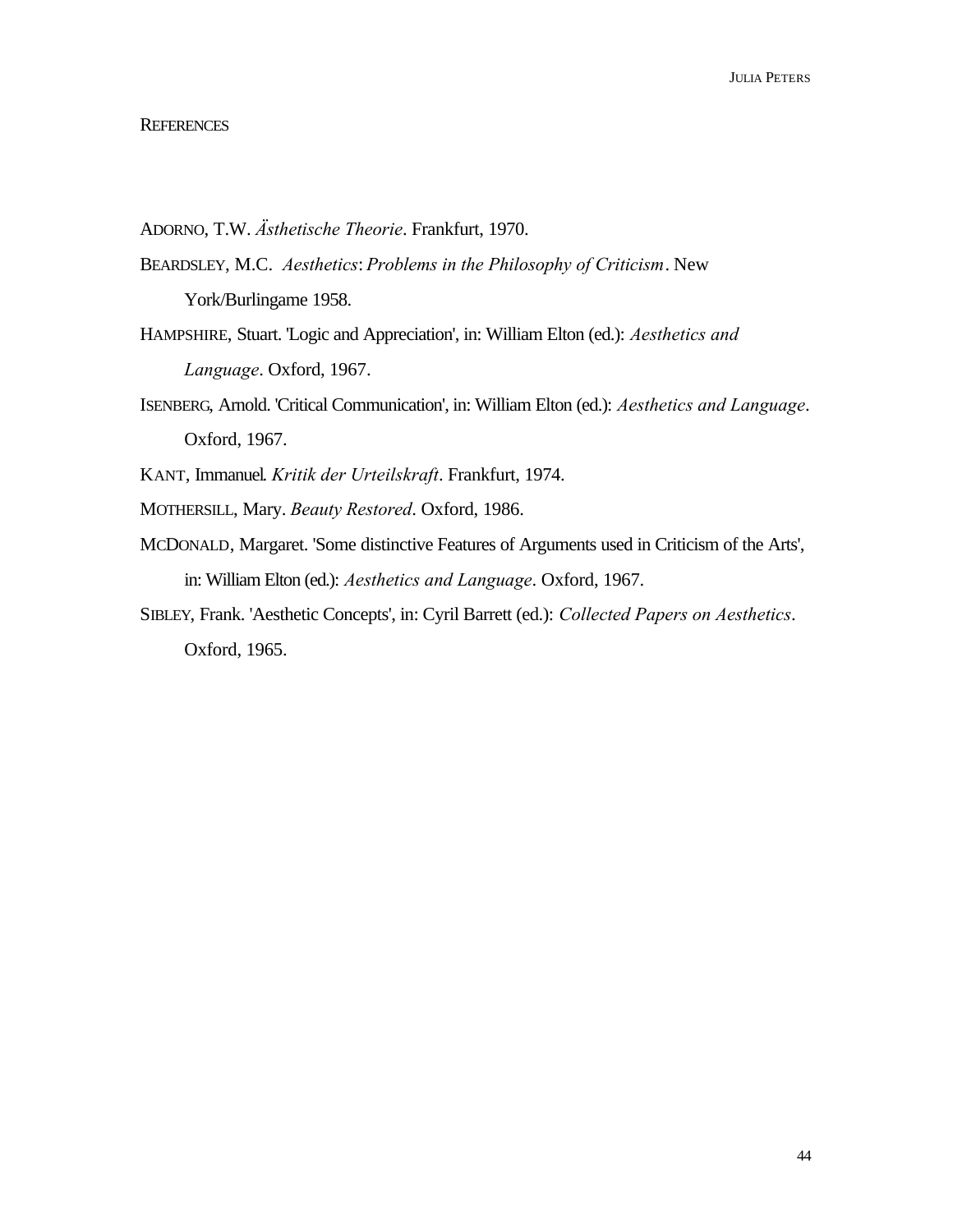## References

ADORNO, T.W. *Ästhetische Theorie*. Frankfurt, 1970.

BEARDSLEY, M.C. *Aesthetics*: *Problems in the Philosophy of Criticism*. New York/Burlingame 1958.

HAMPSHIRE, Stuart. 'Logic and Appreciation', in: William Elton (ed.): *Aesthetics and Language*. Oxford, 1967.

ISENBERG, Arnold. 'Critical Communication', in: William Elton (ed.): *Aesthetics and Language*. Oxford, 1967.

KANT, Immanuel. *Kritik der Urteilskraft*. Frankfurt, 1974.

MOTHERSILL, Mary. *Beauty Restored*. Oxford, 1986.

MCDONALD, Margaret. 'Some distinctive Features of Arguments used in Criticism of the Arts', in: William Elton (ed.): *Aesthetics and Language*. Oxford, 1967.

SIBLEY, Frank. 'Aesthetic Concepts', in: Cyril Barrett (ed.): *Collected Papers on Aesthetics*. Oxford, 1965.